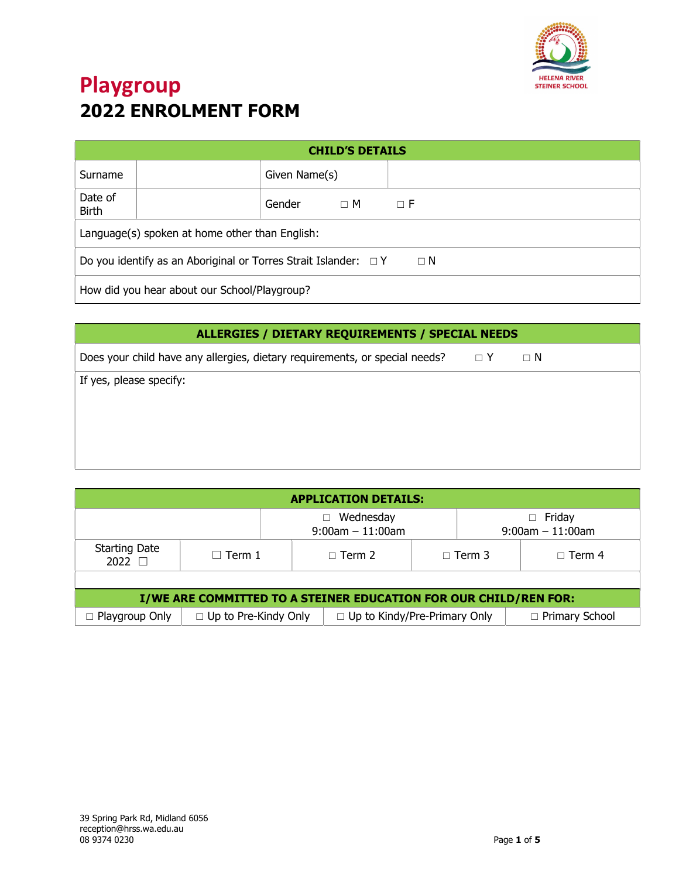# Playgroup

## 2022 ENROLMENT FORM

| CHILD'S DETAILS | | | |
|---|---|---|---|
| Surname | | Given Name(s) | |
| Date of Birth | | Gender ☐ M ☐ F | |
| Language(s) spoken at home other than English: | | | |
| Do you identify as an Aboriginal or Torres Strait Islander: ☐ Y ☐ N | | | |
| How did you hear about our School/Playgroup? | | | |

| ALLERGIES / DIETARY REQUIREMENTS / SPECIAL NEEDS |
|---|
| Does your child have any allergies, dietary requirements, or special needs? ☐ Y ☐ N |
| If yes, please specify: |

| APPLICATION DETAILS: | | | | |
|---|---|---|---|---|
| | ☐ Wednesday 9:00am – 11:00am | | ☐ Friday 9:00am – 11:00am | |
| Starting Date 2022 ☐ | ☐ Term 1 | ☐ Term 2 | ☐ Term 3 | ☐ Term 4 |

| I/WE ARE COMMITTED TO A STEINER EDUCATION FOR OUR CHILD/REN FOR: | | | |
|---|---|---|---|
| ☐ Playgroup Only | ☐ Up to Pre-Kindy Only | ☐ Up to Kindy/Pre-Primary Only | ☐ Primary School |

39 Spring Park Rd, Midland 6056
reception@hrss.wa.edu.au
08 9374 0230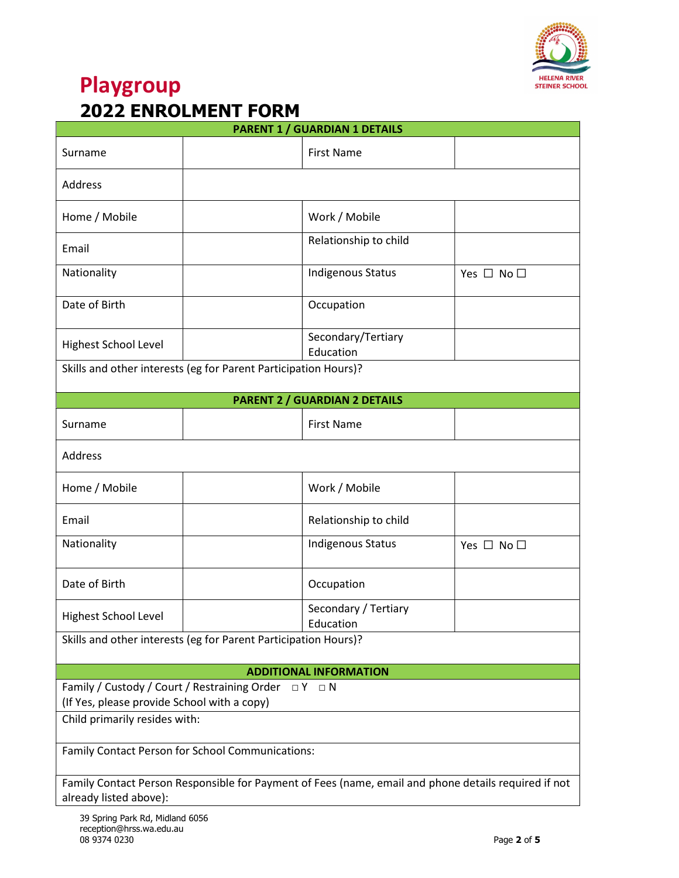# Playgroup

## 2022 ENROLMENT FORM

| PARENT 1 / GUARDIAN 1 DETAILS | | | |
|---|---|---|---|
| Surname | | First Name | |
| Address | | | |
| Home / Mobile | | Work / Mobile | |
| Email | | Relationship to child | |
| Nationality | | Indigenous Status | Yes ☐ No ☐ |
| Date of Birth | | Occupation | |
| Highest School Level | | Secondary/Tertiary Education | |
| Skills and other interests (eg for Parent Participation Hours)? | | | |

| PARENT 2 / GUARDIAN 2 DETAILS | | | |
|---|---|---|---|
| Surname | | First Name | |
| Address | | | |
| Home / Mobile | | Work / Mobile | |
| Email | | Relationship to child | |
| Nationality | | Indigenous Status | Yes ☐ No ☐ |
| Date of Birth | | Occupation | |
| Highest School Level | | Secondary / Tertiary Education | |
| Skills and other interests (eg for Parent Participation Hours)? | | | |

| ADDITIONAL INFORMATION |
|---|
| Family / Custody / Court / Restraining Order □ Y □ N (If Yes, please provide School with a copy) |
| Child primarily resides with: |
| Family Contact Person for School Communications: |
| Family Contact Person Responsible for Payment of Fees (name, email and phone details required if not already listed above): |

39 Spring Park Rd, Midland 6056
reception@hrss.wa.edu.au
08 9374 0230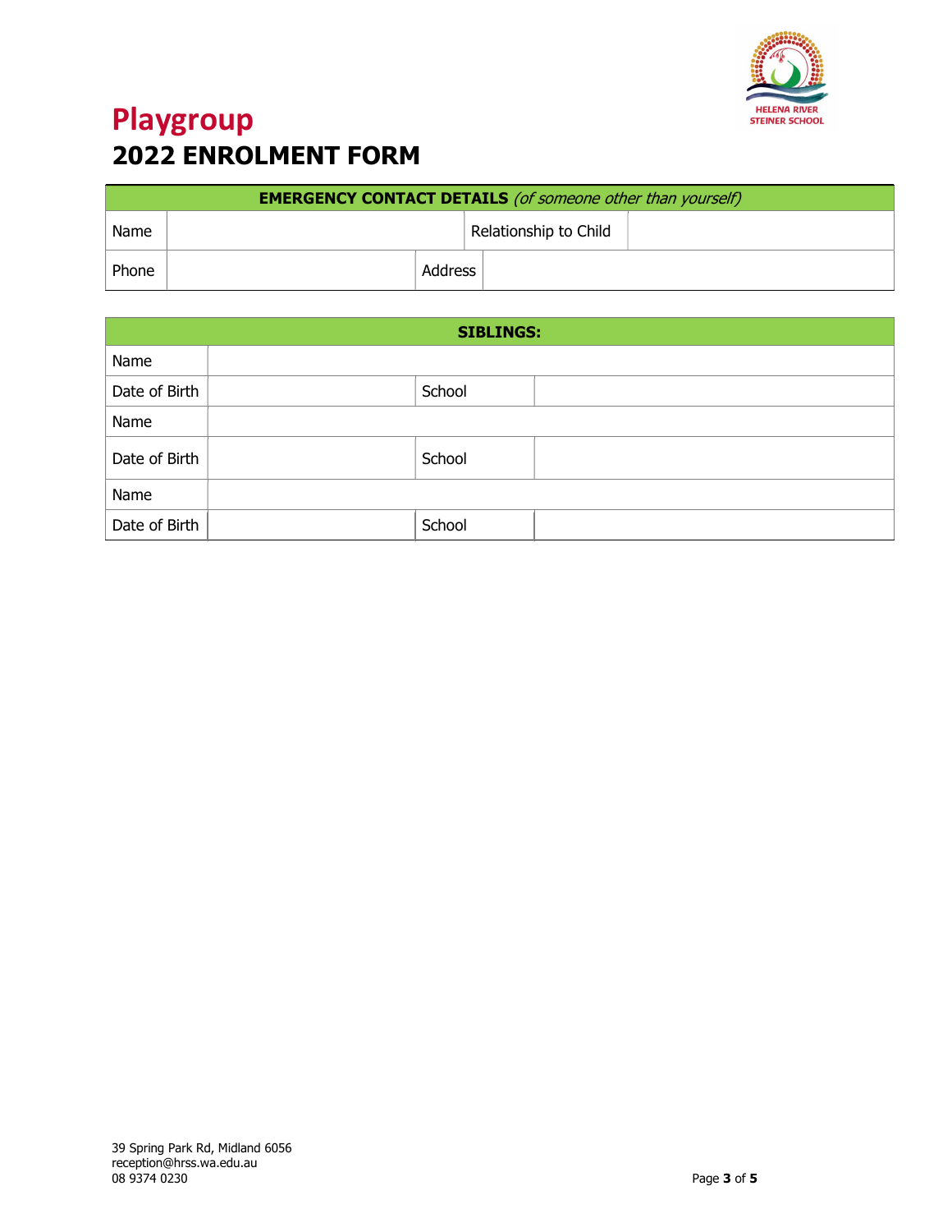# Playgroup

## 2022 ENROLMENT FORM

| **EMERGENCY CONTACT DETAILS** *(of someone other than yourself)* | | | |
|---|---|---|---|
| Name | | Relationship to Child | |
| Phone | | Address | |

| **SIBLINGS:** | | | |
|---|---|---|---|
| Name | | | |
| Date of Birth | | School | |
| Name | | | |
| Date of Birth | | School | |
| Name | | | |
| Date of Birth | | School | |

39 Spring Park Rd, Midland 6056
reception@hrss.wa.edu.au
08 9374 0230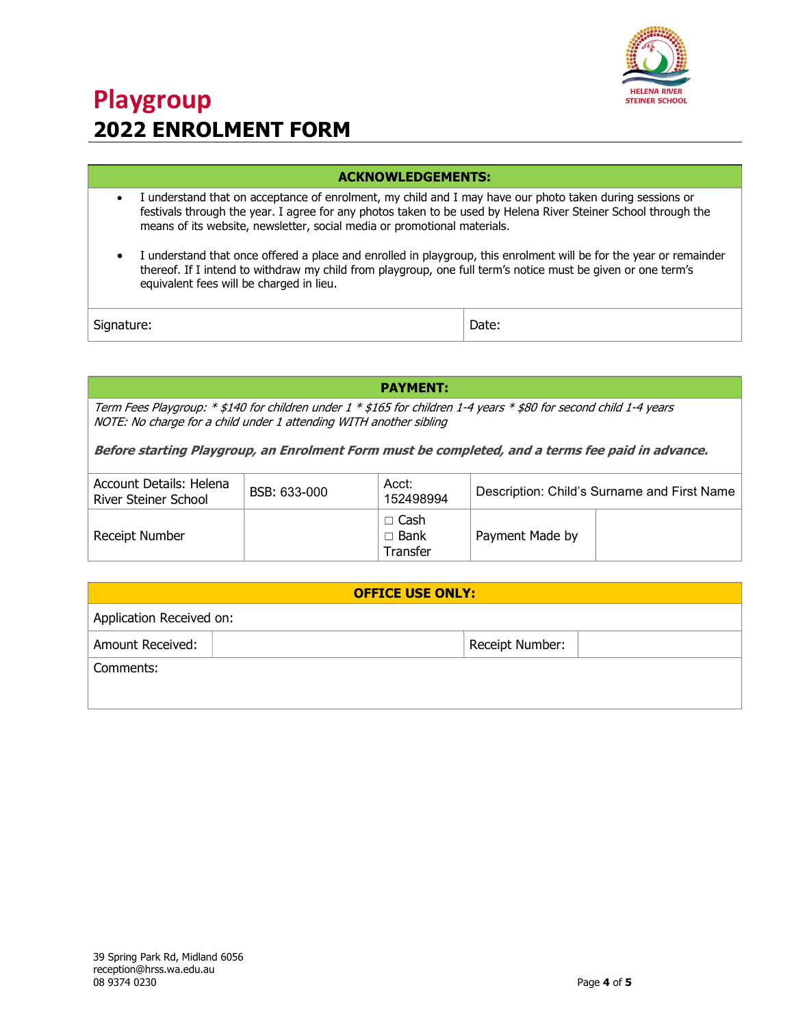# Playgroup
## 2022 ENROLMENT FORM

| ACKNOWLEDGEMENTS: | |
|---|---|
| • I understand that on acceptance of enrolment, my child and I may have our photo taken during sessions or festivals through the year. I agree for any photos taken to be used by Helena River Steiner School through the means of its website, newsletter, social media or promotional materials.<br><br>• I understand that once offered a place and enrolled in playgroup, this enrolment will be for the year or remainder thereof. If I intend to withdraw my child from playgroup, one full term's notice must be given or one term's equivalent fees will be charged in lieu. | |
| Signature: | Date: |

| PAYMENT: | | | | |
|---|---|---|---|---|
| *Term Fees Playgroup: * $140 for children under 1 * $165 for children 1-4 years * $80 for second child 1-4 years*<br>*NOTE: No charge for a child under 1 attending WITH another sibling*<br><br>***Before starting Playgroup, an Enrolment Form must be completed, and a terms fee paid in advance.*** | | | | |
| Account Details: Helena River Steiner School | BSB: 633-000 | Acct: 152498994 | Description: Child's Surname and First Name | |
| Receipt Number | | ☐ Cash<br>☐ Bank Transfer | Payment Made by | |

| OFFICE USE ONLY: | | | |
|---|---|---|---|
| Application Received on: | | | |
| Amount Received: | | Receipt Number: | |
| Comments: | | | |

39 Spring Park Rd, Midland 6056
reception@hrss.wa.edu.au
08 9374 0230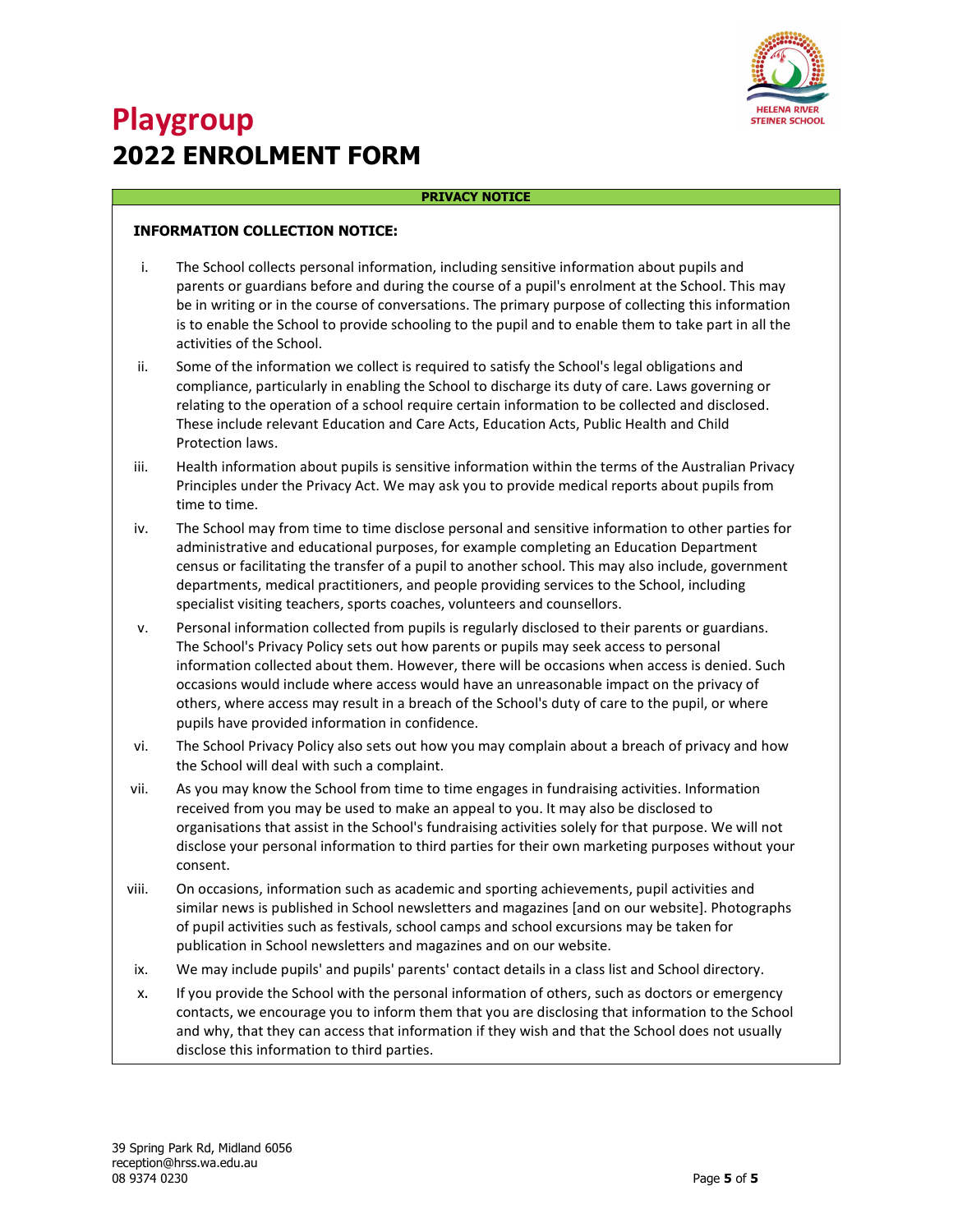# Playgroup

# 2022 ENROLMENT FORM

**PRIVACY NOTICE**

**INFORMATION COLLECTION NOTICE:**

i. The School collects personal information, including sensitive information about pupils and parents or guardians before and during the course of a pupil's enrolment at the School. This may be in writing or in the course of conversations. The primary purpose of collecting this information is to enable the School to provide schooling to the pupil and to enable them to take part in all the activities of the School.

ii. Some of the information we collect is required to satisfy the School's legal obligations and compliance, particularly in enabling the School to discharge its duty of care. Laws governing or relating to the operation of a school require certain information to be collected and disclosed. These include relevant Education and Care Acts, Education Acts, Public Health and Child Protection laws.

iii. Health information about pupils is sensitive information within the terms of the Australian Privacy Principles under the Privacy Act. We may ask you to provide medical reports about pupils from time to time.

iv. The School may from time to time disclose personal and sensitive information to other parties for administrative and educational purposes, for example completing an Education Department census or facilitating the transfer of a pupil to another school. This may also include, government departments, medical practitioners, and people providing services to the School, including specialist visiting teachers, sports coaches, volunteers and counsellors.

v. Personal information collected from pupils is regularly disclosed to their parents or guardians. The School's Privacy Policy sets out how parents or pupils may seek access to personal information collected about them. However, there will be occasions when access is denied. Such occasions would include where access would have an unreasonable impact on the privacy of others, where access may result in a breach of the School's duty of care to the pupil, or where pupils have provided information in confidence.

vi. The School Privacy Policy also sets out how you may complain about a breach of privacy and how the School will deal with such a complaint.

vii. As you may know the School from time to time engages in fundraising activities. Information received from you may be used to make an appeal to you. It may also be disclosed to organisations that assist in the School's fundraising activities solely for that purpose. We will not disclose your personal information to third parties for their own marketing purposes without your consent.

viii. On occasions, information such as academic and sporting achievements, pupil activities and similar news is published in School newsletters and magazines [and on our website]. Photographs of pupil activities such as festivals, school camps and school excursions may be taken for publication in School newsletters and magazines and on our website.

ix. We may include pupils' and pupils' parents' contact details in a class list and School directory.

x. If you provide the School with the personal information of others, such as doctors or emergency contacts, we encourage you to inform them that you are disclosing that information to the School and why, that they can access that information if they wish and that the School does not usually disclose this information to third parties.

39 Spring Park Rd, Midland 6056
reception@hrss.wa.edu.au
08 9374 0230